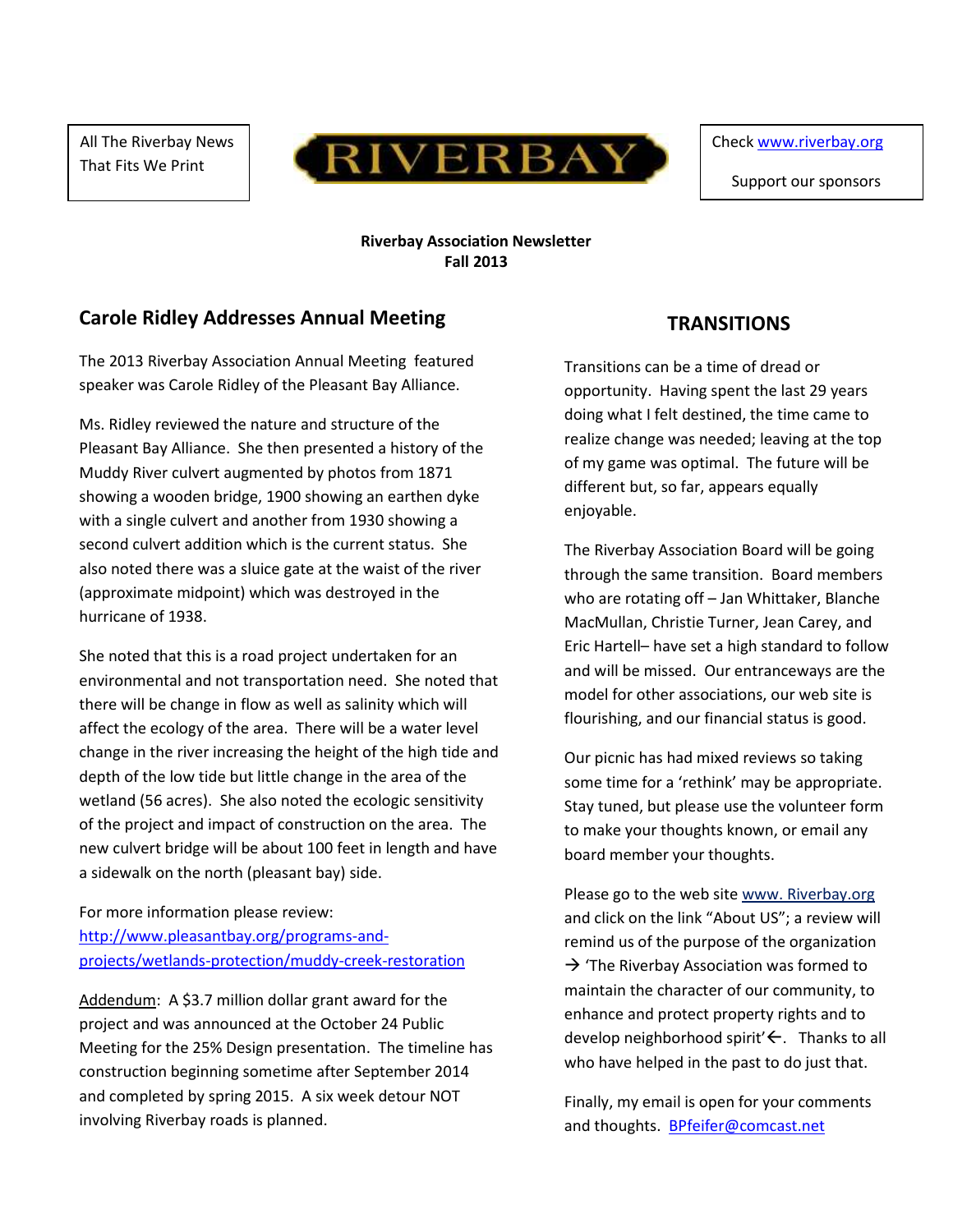All The Riverbay News That Fits We Print

# RIVERBAY

Check www.riverbay.org

Support our sponsors

**Riverbay Association Newsletter**
**Fall 2013**

## Carole Ridley Addresses Annual Meeting

The 2013 Riverbay Association Annual Meeting featured speaker was Carole Ridley of the Pleasant Bay Alliance.

Ms. Ridley reviewed the nature and structure of the Pleasant Bay Alliance. She then presented a history of the Muddy River culvert augmented by photos from 1871 showing a wooden bridge, 1900 showing an earthen dyke with a single culvert and another from 1930 showing a second culvert addition which is the current status. She also noted there was a sluice gate at the waist of the river (approximate midpoint) which was destroyed in the hurricane of 1938.

She noted that this is a road project undertaken for an environmental and not transportation need. She noted that there will be change in flow as well as salinity which will affect the ecology of the area. There will be a water level change in the river increasing the height of the high tide and depth of the low tide but little change in the area of the wetland (56 acres). She also noted the ecologic sensitivity of the project and impact of construction on the area. The new culvert bridge will be about 100 feet in length and have a sidewalk on the north (pleasant bay) side.

For more information please review: http://www.pleasantbay.org/programs-and-projects/wetlands-protection/muddy-creek-restoration

Addendum: A $3.7 million dollar grant award for the project and was announced at the October 24 Public Meeting for the 25% Design presentation. The timeline has construction beginning sometime after September 2014 and completed by spring 2015. A six week detour NOT involving Riverbay roads is planned.

## TRANSITIONS

Transitions can be a time of dread or opportunity. Having spent the last 29 years doing what I felt destined, the time came to realize change was needed; leaving at the top of my game was optimal. The future will be different but, so far, appears equally enjoyable.

The Riverbay Association Board will be going through the same transition. Board members who are rotating off – Jan Whittaker, Blanche MacMullan, Christie Turner, Jean Carey, and Eric Hartell– have set a high standard to follow and will be missed. Our entranceways are the model for other associations, our web site is flourishing, and our financial status is good.

Our picnic has had mixed reviews so taking some time for a 'rethink' may be appropriate. Stay tuned, but please use the volunteer form to make your thoughts known, or email any board member your thoughts.

Please go to the web site www. Riverbay.org and click on the link "About US"; a review will remind us of the purpose of the organization → 'The Riverbay Association was formed to maintain the character of our community, to enhance and protect property rights and to develop neighborhood spirit'←. Thanks to all who have helped in the past to do just that.

Finally, my email is open for your comments and thoughts. BPfeifer@comcast.net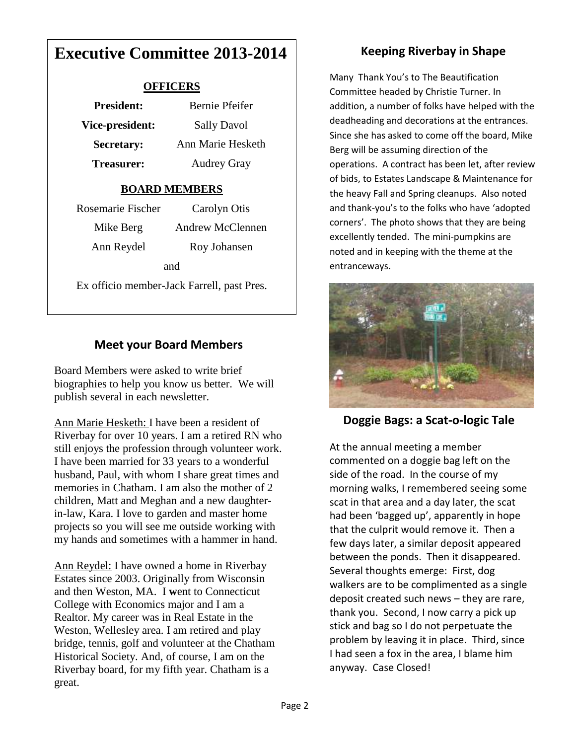# Executive Committee 2013-2014

## OFFICERS

| | |
|---|---|
| **President:** | Bernie Pfeifer |
| **Vice-president:** | Sally Davol |
| **Secretary:** | Ann Marie Hesketh |
| **Treasurer:** | Audrey Gray |

## BOARD MEMBERS

| | |
|---|---|
| Rosemarie Fischer | Carolyn Otis |
| Mike Berg | Andrew McClennen |
| Ann Reydel | Roy Johansen |

and

Ex officio member-Jack Farrell, past Pres.

## Meet your Board Members

Board Members were asked to write brief biographies to help you know us better. We will publish several in each newsletter.

Ann Marie Hesketh: I have been a resident of Riverbay for over 10 years. I am a retired RN who still enjoys the profession through volunteer work. I have been married for 33 years to a wonderful husband, Paul, with whom I share great times and memories in Chatham. I am also the mother of 2 children, Matt and Meghan and a new daughter-in-law, Kara. I love to garden and master home projects so you will see me outside working with my hands and sometimes with a hammer in hand.

Ann Reydel: I have owned a home in Riverbay Estates since 2003. Originally from Wisconsin and then Weston, MA. I went to Connecticut College with Economics major and I am a Realtor. My career was in Real Estate in the Weston, Wellesley area. I am retired and play bridge, tennis, golf and volunteer at the Chatham Historical Society. And, of course, I am on the Riverbay board, for my fifth year. Chatham is a great.

## Keeping Riverbay in Shape

Many Thank You's to The Beautification Committee headed by Christie Turner. In addition, a number of folks have helped with the deadheading and decorations at the entrances. Since she has asked to come off the board, Mike Berg will be assuming direction of the operations. A contract has been let, after review of bids, to Estates Landscape & Maintenance for the heavy Fall and Spring cleanups. Also noted and thank-you's to the folks who have 'adopted corners'. The photo shows that they are being excellently tended. The mini-pumpkins are noted and in keeping with the theme at the entranceways.

## Doggie Bags: a Scat-o-logic Tale

At the annual meeting a member commented on a doggie bag left on the side of the road. In the course of my morning walks, I remembered seeing some scat in that area and a day later, the scat had been 'bagged up', apparently in hope that the culprit would remove it. Then a few days later, a similar deposit appeared between the ponds. Then it disappeared. Several thoughts emerge: First, dog walkers are to be complimented as a single deposit created such news – they are rare, thank you. Second, I now carry a pick up stick and bag so I do not perpetuate the problem by leaving it in place. Third, since I had seen a fox in the area, I blame him anyway. Case Closed!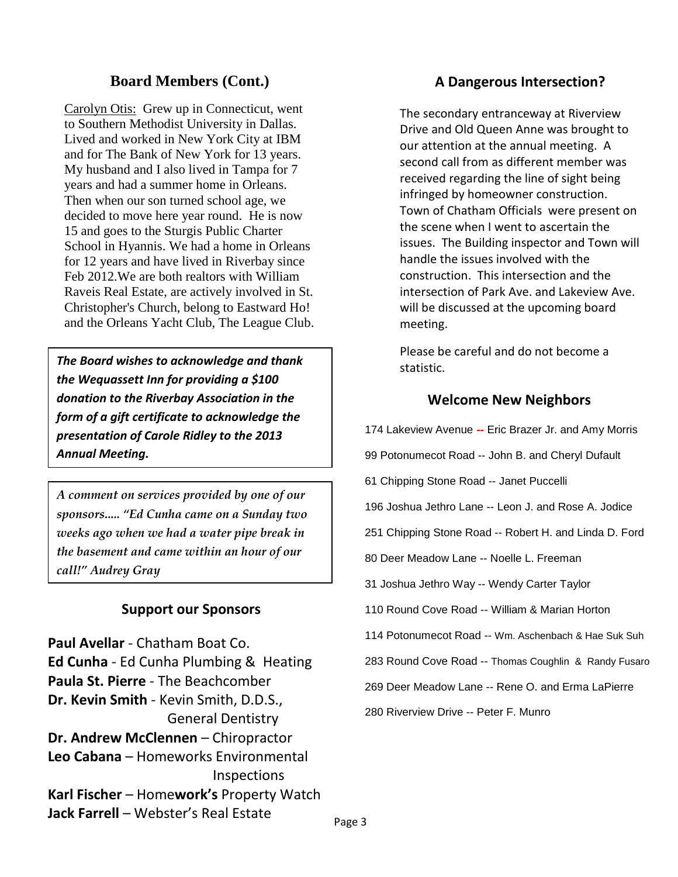## Board Members (Cont.)

Carolyn Otis: Grew up in Connecticut, went to Southern Methodist University in Dallas. Lived and worked in New York City at IBM and for The Bank of New York for 13 years. My husband and I also lived in Tampa for 7 years and had a summer home in Orleans. Then when our son turned school age, we decided to move here year round. He is now 15 and goes to the Sturgis Public Charter School in Hyannis. We had a home in Orleans for 12 years and have lived in Riverbay since Feb 2012.We are both realtors with William Raveis Real Estate, are actively involved in St. Christopher's Church, belong to Eastward Ho! and the Orleans Yacht Club, The League Club.

***The Board wishes to acknowledge and thank the Wequassett Inn for providing a $100 donation to the Riverbay Association in the form of a gift certificate to acknowledge the presentation of Carole Ridley to the 2013 Annual Meeting.***

*A comment on services provided by one of our sponsors..... "Ed Cunha came on a Sunday two weeks ago when we had a water pipe break in the basement and came within an hour of our call!" Audrey Gray*

## Support our Sponsors

**Paul Avellar** - Chatham Boat Co.
**Ed Cunha** - Ed Cunha Plumbing & Heating
**Paula St. Pierre** - The Beachcomber
**Dr. Kevin Smith** - Kevin Smith, D.D.S., General Dentistry
**Dr. Andrew McClennen** – Chiropractor
**Leo Cabana** – Homeworks Environmental Inspections
**Karl Fischer** – Home**work's** Property Watch
**Jack Farrell** – Webster's Real Estate

## A Dangerous Intersection?

The secondary entranceway at Riverview Drive and Old Queen Anne was brought to our attention at the annual meeting. A second call from as different member was received regarding the line of sight being infringed by homeowner construction. Town of Chatham Officials were present on the scene when I went to ascertain the issues. The Building inspector and Town will handle the issues involved with the construction. This intersection and the intersection of Park Ave. and Lakeview Ave. will be discussed at the upcoming board meeting.

Please be careful and do not become a statistic.

## Welcome New Neighbors

174 Lakeview Avenue -- Eric Brazer Jr. and Amy Morris

99 Potonumecot Road -- John B. and Cheryl Dufault

61 Chipping Stone Road -- Janet Puccelli

196 Joshua Jethro Lane -- Leon J. and Rose A. Jodice

251 Chipping Stone Road -- Robert H. and Linda D. Ford

80 Deer Meadow Lane -- Noelle L. Freeman

31 Joshua Jethro Way -- Wendy Carter Taylor

110 Round Cove Road -- William & Marian Horton

114 Potonumecot Road -- Wm. Aschenbach & Hae Suk Suh

283 Round Cove Road -- Thomas Coughlin & Randy Fusaro

269 Deer Meadow Lane -- Rene O. and Erma LaPierre

280 Riverview Drive -- Peter F. Munro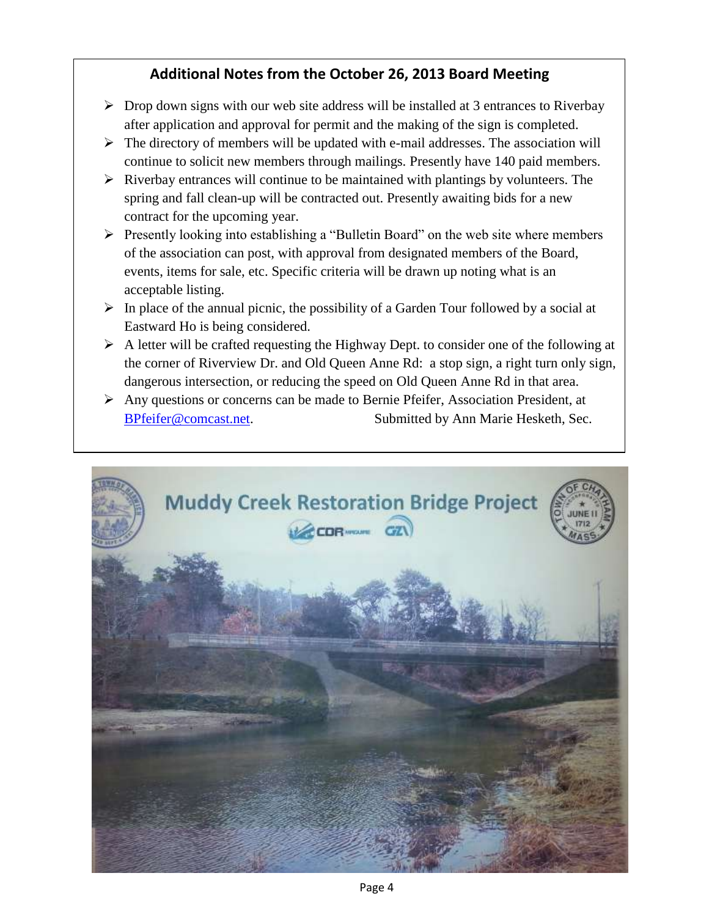## Additional Notes from the October 26, 2013 Board Meeting

- Drop down signs with our web site address will be installed at 3 entrances to Riverbay after application and approval for permit and the making of the sign is completed.
- The directory of members will be updated with e-mail addresses. The association will continue to solicit new members through mailings. Presently have 140 paid members.
- Riverbay entrances will continue to be maintained with plantings by volunteers. The spring and fall clean-up will be contracted out. Presently awaiting bids for a new contract for the upcoming year.
- Presently looking into establishing a "Bulletin Board" on the web site where members of the association can post, with approval from designated members of the Board, events, items for sale, etc. Specific criteria will be drawn up noting what is an acceptable listing.
- In place of the annual picnic, the possibility of a Garden Tour followed by a social at Eastward Ho is being considered.
- A letter will be crafted requesting the Highway Dept. to consider one of the following at the corner of Riverview Dr. and Old Queen Anne Rd: a stop sign, a right turn only sign, dangerous intersection, or reducing the speed on Old Queen Anne Rd in that area.
- Any questions or concerns can be made to Bernie Pfeifer, Association President, at BPfeifer@comcast.net.

Submitted by Ann Marie Hesketh, Sec.

Muddy Creek Restoration Bridge Project